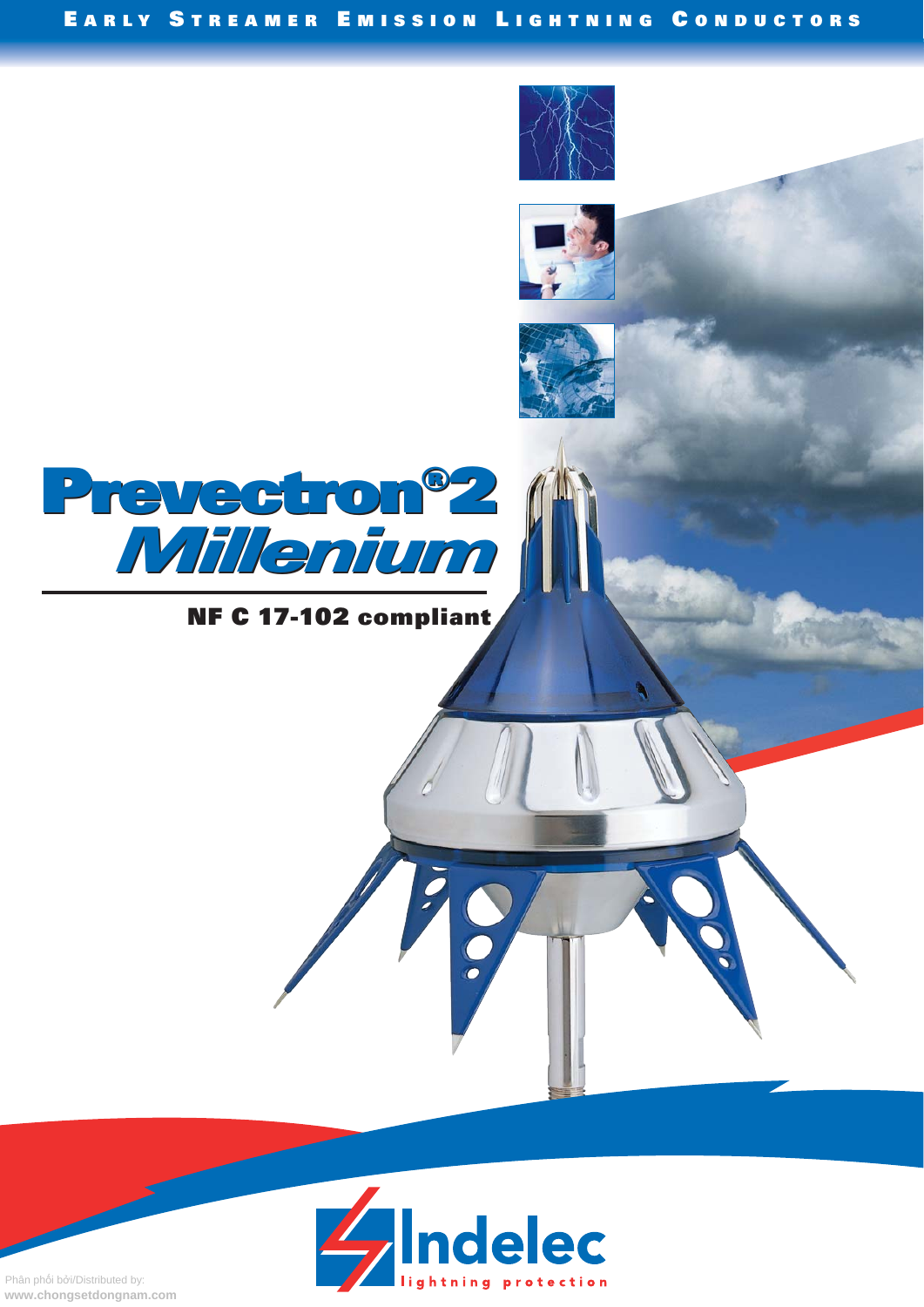EARLY STREAMER EMISSION LIGHTNING CONDUCTORS

# Prevectron®2 *Millenium*

**NF C 17-102 compliant**

Indelec
lightning protection

Phân phối bởi/Distributed by:
**www.chongsetdongnam.com**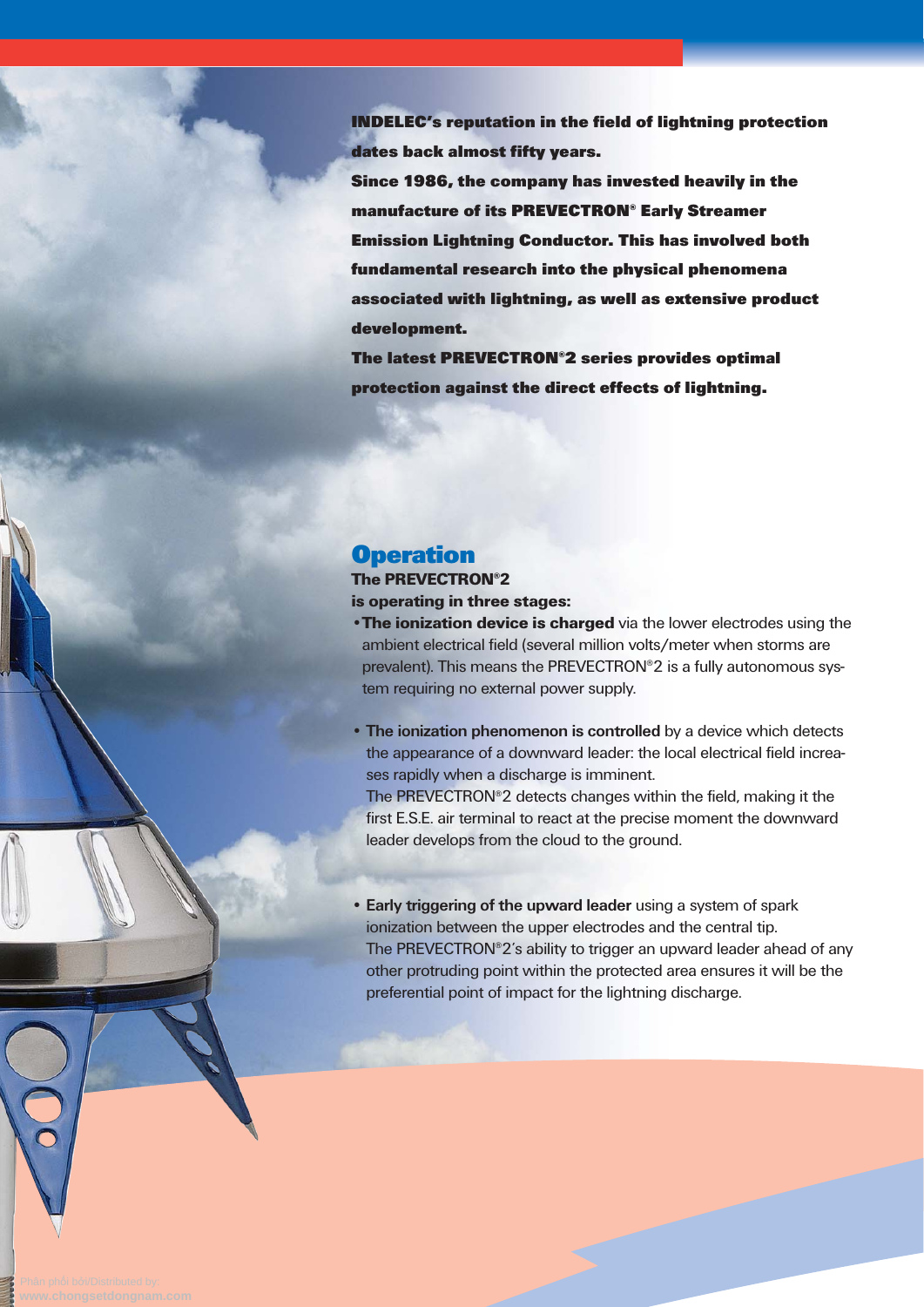**INDELEC's reputation in the field of lightning protection dates back almost fifty years.**
**Since 1986, the company has invested heavily in the manufacture of its PREVECTRON® Early Streamer Emission Lightning Conductor. This has involved both fundamental research into the physical phenomena associated with lightning, as well as extensive product development.**
**The latest PREVECTRON®2 series provides optimal protection against the direct effects of lightning.**

## Operation

**The PREVECTRON®2 is operating in three stages:**

- **The ionization device is charged** via the lower electrodes using the ambient electrical field (several million volts/meter when storms are prevalent). This means the PREVECTRON®2 is a fully autonomous system requiring no external power supply.

- **The ionization phenomenon is controlled** by a device which detects the appearance of a downward leader: the local electrical field increases rapidly when a discharge is imminent.
  The PREVECTRON®2 detects changes within the field, making it the first E.S.E. air terminal to react at the precise moment the downward leader develops from the cloud to the ground.

- **Early triggering of the upward leader** using a system of spark ionization between the upper electrodes and the central tip.
  The PREVECTRON®2's ability to trigger an upward leader ahead of any other protruding point within the protected area ensures it will be the preferential point of impact for the lightning discharge.

Phân phối bởi/Distributed by:
www.chongsetdongnam.com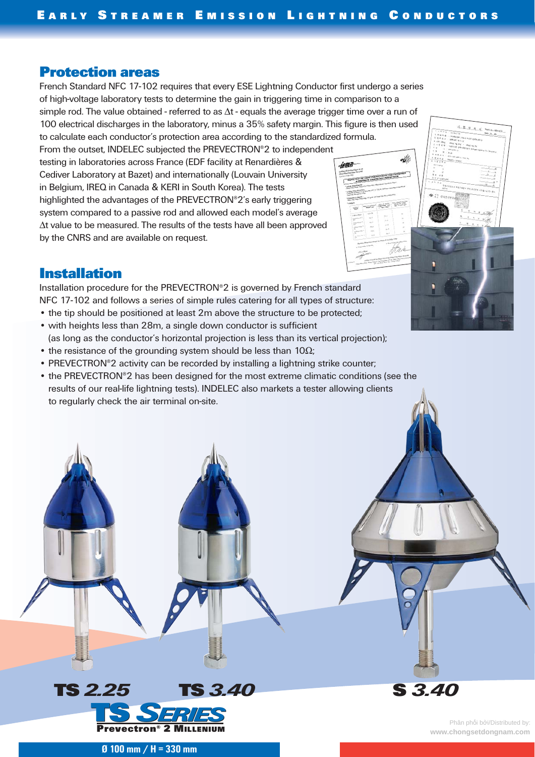## Protection areas

French Standard NFC 17-102 requires that every ESE Lightning Conductor first undergo a series of high-voltage laboratory tests to determine the gain in triggering time in comparison to a simple rod. The value obtained - referred to as $\Delta t$ - equals the average trigger time over a run of 100 electrical discharges in the laboratory, minus a 35% safety margin. This figure is then used to calculate each conductor's protection area according to the standardized formula.

From the outset, INDELEC subjected the PREVECTRON®2 to independent testing in laboratories across France (EDF facility at Renardières & Cediver Laboratory at Bazet) and internationally (Louvain University in Belgium, IREQ in Canada & KERI in South Korea). The tests highlighted the advantages of the PREVECTRON®2's early triggering system compared to a passive rod and allowed each model's average $\Delta t$ value to be measured. The results of the tests have all been approved by the CNRS and are available on request.

## Installation

Installation procedure for the PREVECTRON®2 is governed by French standard NFC 17-102 and follows a series of simple rules catering for all types of structure:

- the tip should be positioned at least 2m above the structure to be protected;
- with heights less than 28m, a single down conductor is sufficient (as long as the conductor's horizontal projection is less than its vertical projection);
- the resistance of the grounding system should be less than 10Ω;
- PREVECTRON®2 activity can be recorded by installing a lightning strike counter;
- the PREVECTRON®2 has been designed for the most extreme climatic conditions (see the results of our real-life lightning tests). INDELEC also markets a tester allowing clients to regularly check the air terminal on-site.

**TS 2.25** **TS 3.40** **S 3.40**

**TS SERIES**
**Prevectron® 2 MILLENIUM**

**Ø 100 mm / H = 330 mm**

Phân phối bởi/Distributed by:
www.chongsetdongnam.com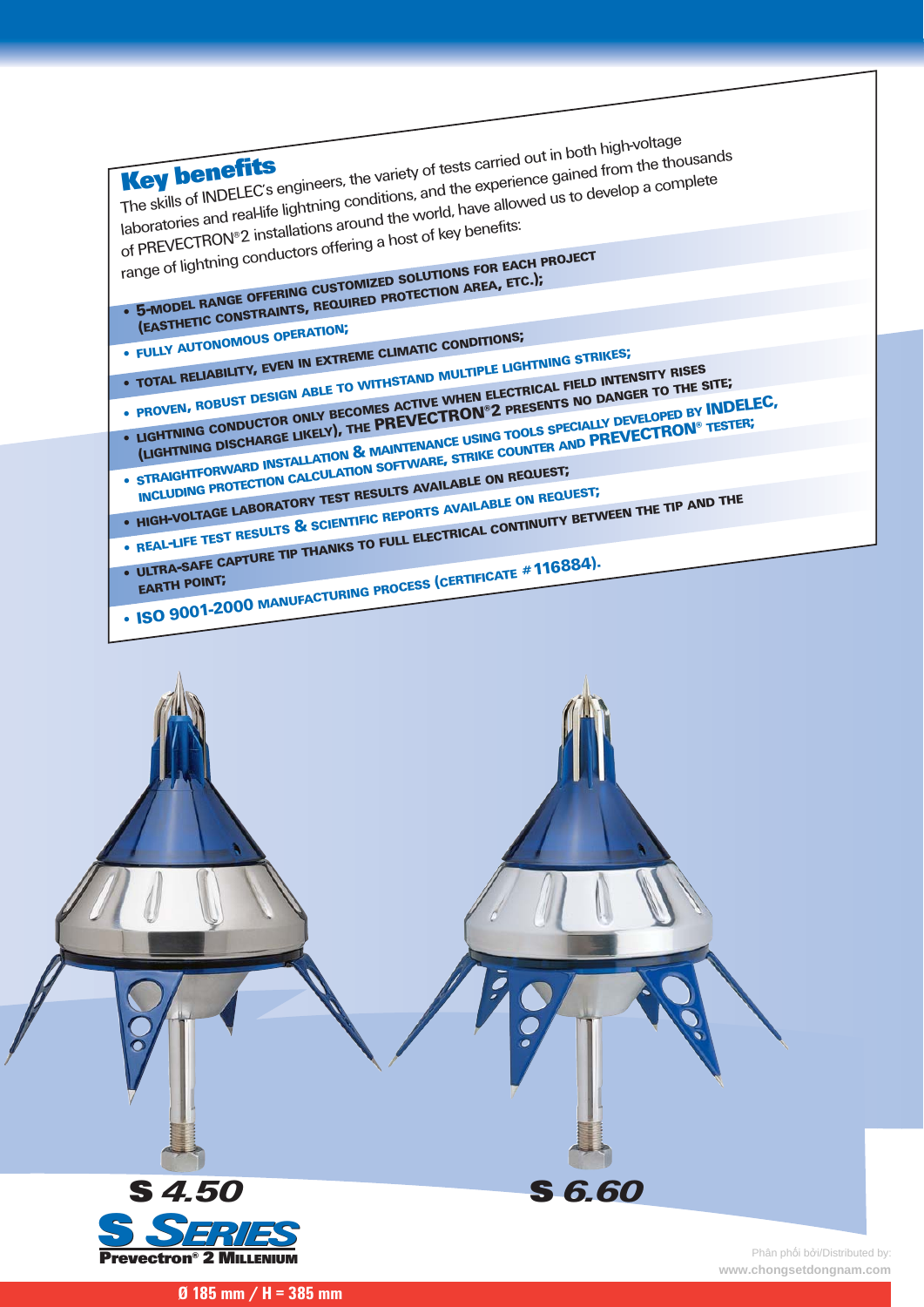## Key benefits

The skills of INDELEC's engineers, the variety of tests carried out in both high-voltage laboratories and real-life lightning conditions, and the experience gained from the thousands of PREVECTRON®2 installations around the world, have allowed us to develop a complete range of lightning conductors offering a host of key benefits:

- **5-MODEL RANGE OFFERING CUSTOMIZED SOLUTIONS FOR EACH PROJECT (EASTHETIC CONSTRAINTS, REQUIRED PROTECTION AREA, ETC.);**
- **FULLY AUTONOMOUS OPERATION;**
- **TOTAL RELIABILITY, EVEN IN EXTREME CLIMATIC CONDITIONS;**
- **PROVEN, ROBUST DESIGN ABLE TO WITHSTAND MULTIPLE LIGHTNING STRIKES;**
- **LIGHTNING CONDUCTOR ONLY BECOMES ACTIVE WHEN ELECTRICAL FIELD INTENSITY RISES (LIGHTNING DISCHARGE LIKELY), THE PREVECTRON®2 PRESENTS NO DANGER TO THE SITE;**
- **STRAIGHTFORWARD INSTALLATION & MAINTENANCE USING TOOLS SPECIALLY DEVELOPED BY INDELEC, INCLUDING PROTECTION CALCULATION SOFTWARE, STRIKE COUNTER AND PREVECTRON® TESTER;**
- **HIGH-VOLTAGE LABORATORY TEST RESULTS AVAILABLE ON REQUEST;**
- **REAL-LIFE TEST RESULTS & SCIENTIFIC REPORTS AVAILABLE ON REQUEST;**
- **ULTRA-SAFE CAPTURE TIP THANKS TO FULL ELECTRICAL CONTINUITY BETWEEN THE TIP AND THE EARTH POINT;**
- **ISO 9001-2000 MANUFACTURING PROCESS (CERTIFICATE #116884).**

**S 4.50** **S 6.60**

**S SERIES**
**Prevectron® 2 MILLENIUM**

**Ø 185 mm / H = 385 mm**

Phân phối bởi/Distributed by:
www.chongsetdongnam.com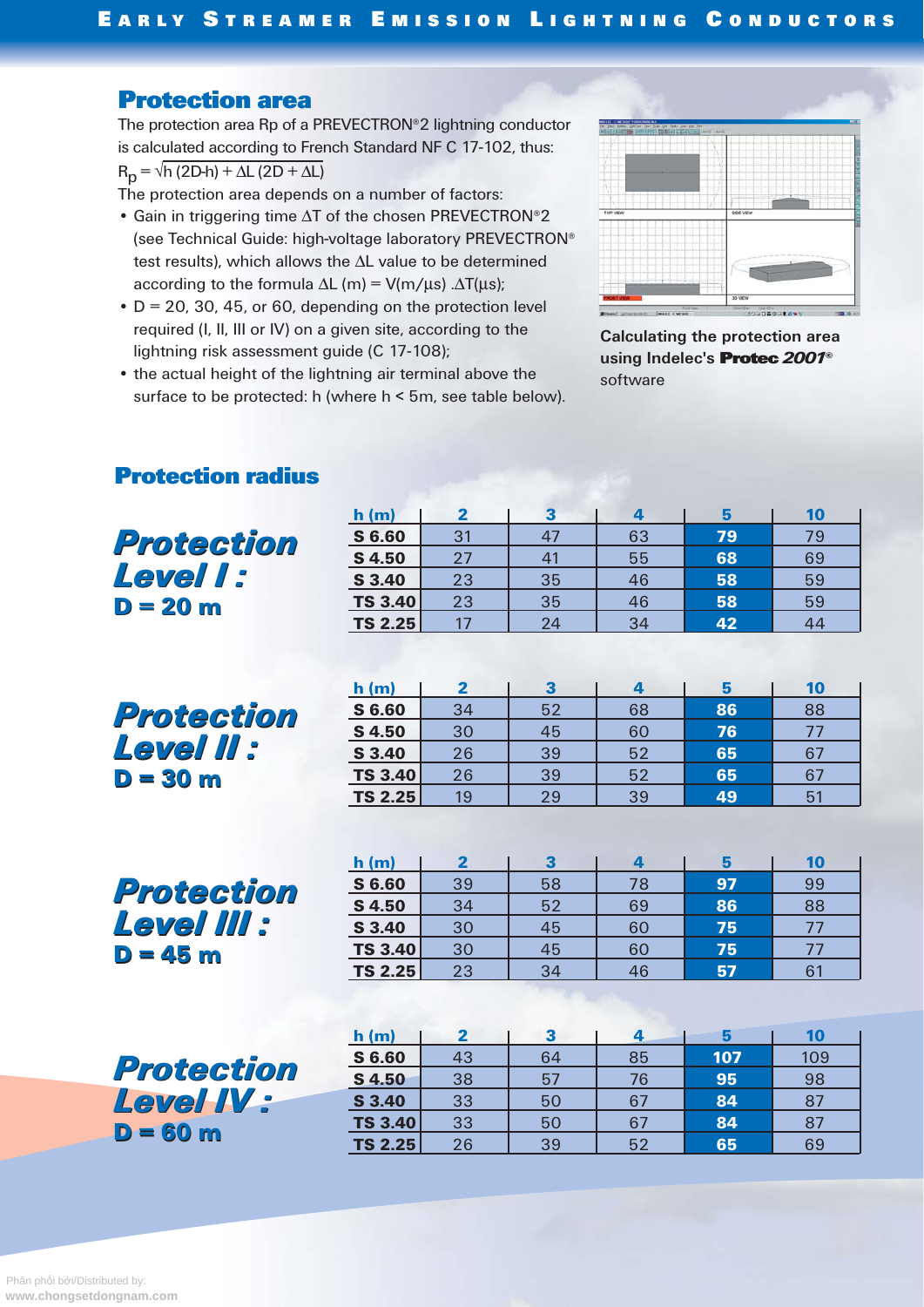## Protection area

The protection area Rp of a PREVECTRON®2 lightning conductor is calculated according to French Standard NF C 17-102, thus:

$R_p = \sqrt{h(2D - h) + \Delta L(2D + \Delta L)}$

The protection area depends on a number of factors:

- Gain in triggering time ΔT of the chosen PREVECTRON®2 (see Technical Guide: high-voltage laboratory PREVECTRON® test results), which allows the ΔL value to be determined according to the formula ΔL (m) = V(m/µs) .ΔT(µs);
- D = 20, 30, 45, or 60, depending on the protection level required (I, II, III or IV) on a given site, according to the lightning risk assessment guide (C 17-108);
- the actual height of the lightning air terminal above the surface to be protected: h (where h < 5m, see table below).

Calculating the protection area using Indelec's **Protec *2001*®** software

## Protection radius

### Protection Level I : D = 20 m

| h (m) | 2 | 3 | 4 | 5 | 10 |
|---|---|---|---|---|---|
| S 6.60 | 31 | 47 | 63 | 79 | 79 |
| S 4.50 | 27 | 41 | 55 | 68 | 69 |
| S 3.40 | 23 | 35 | 46 | 58 | 59 |
| TS 3.40 | 23 | 35 | 46 | 58 | 59 |
| TS 2.25 | 17 | 24 | 34 | 42 | 44 |

### Protection Level II : D = 30 m

| h (m) | 2 | 3 | 4 | 5 | 10 |
|---|---|---|---|---|---|
| S 6.60 | 34 | 52 | 68 | 86 | 88 |
| S 4.50 | 30 | 45 | 60 | 76 | 77 |
| S 3.40 | 26 | 39 | 52 | 65 | 67 |
| TS 3.40 | 26 | 39 | 52 | 65 | 67 |
| TS 2.25 | 19 | 29 | 39 | 49 | 51 |

### Protection Level III : D = 45 m

| h (m) | 2 | 3 | 4 | 5 | 10 |
|---|---|---|---|---|---|
| S 6.60 | 39 | 58 | 78 | 97 | 99 |
| S 4.50 | 34 | 52 | 69 | 86 | 88 |
| S 3.40 | 30 | 45 | 60 | 75 | 77 |
| TS 3.40 | 30 | 45 | 60 | 75 | 77 |
| TS 2.25 | 23 | 34 | 46 | 57 | 61 |

### Protection Level IV : D = 60 m

| h (m) | 2 | 3 | 4 | 5 | 10 |
|---|---|---|---|---|---|
| S 6.60 | 43 | 64 | 85 | 107 | 109 |
| S 4.50 | 38 | 57 | 76 | 95 | 98 |
| S 3.40 | 33 | 50 | 67 | 84 | 87 |
| TS 3.40 | 33 | 50 | 67 | 84 | 87 |
| TS 2.25 | 26 | 39 | 52 | 65 | 69 |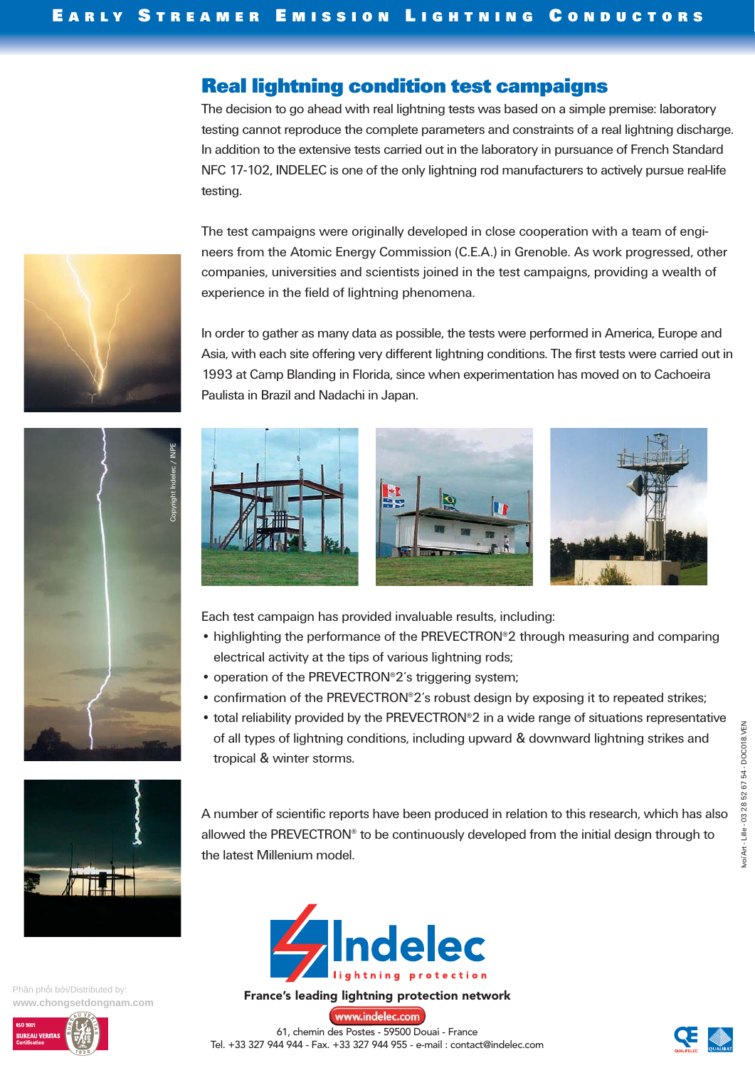# Real lightning condition test campaigns

The decision to go ahead with real lightning tests was based on a simple premise: laboratory testing cannot reproduce the complete parameters and constraints of a real lightning discharge. In addition to the extensive tests carried out in the laboratory in pursuance of French Standard NFC 17-102, INDELEC is one of the only lightning rod manufacturers to actively pursue real-life testing.

The test campaigns were originally developed in close cooperation with a team of engineers from the Atomic Energy Commission (C.E.A.) in Grenoble. As work progressed, other companies, universities and scientists joined in the test campaigns, providing a wealth of experience in the field of lightning phenomena.

In order to gather as many data as possible, the tests were performed in America, Europe and Asia, with each site offering very different lightning conditions. The first tests were carried out in 1993 at Camp Blanding in Florida, since when experimentation has moved on to Cachoeira Paulista in Brazil and Nadachi in Japan.

Copyright Indelec / INPE

Each test campaign has provided invaluable results, including:

- highlighting the performance of the PREVECTRON®2 through measuring and comparing electrical activity at the tips of various lightning rods;
- operation of the PREVECTRON®2's triggering system;
- confirmation of the PREVECTRON®2's robust design by exposing it to repeated strikes;
- total reliability provided by the PREVECTRON®2 in a wide range of situations representative of all types of lightning conditions, including upward & downward lightning strikes and tropical & winter storms.

A number of scientific reports have been produced in relation to this research, which has also allowed the PREVECTRON® to be continuously developed from the initial design through to the latest Millenium model.

Indelec lightning protection

France's leading lightning protection network

www.indelec.com

61, chemin des Postes - 59500 Douai - France
Tel. +33 327 944 944 - Fax. +33 327 944 955 - e-mail : contact@indelec.com

Phân phối bởi/Distributed by:
www.chongsetdongnam.com

ISO 9001 BUREAU VERITAS Certification

Ivoi'Art - Lille - 03 28 52 67 54 - DOC018.VEN